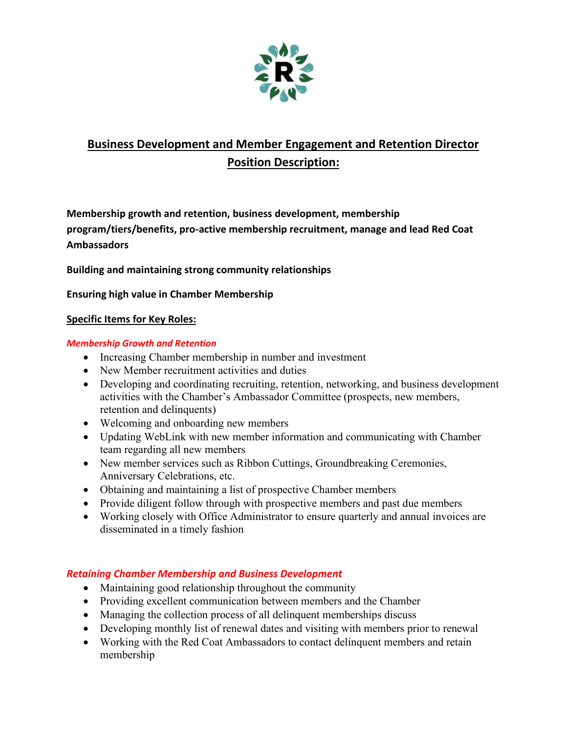# Business Development and Member Engagement and Retention Director Position Description:

**Membership growth and retention, business development, membership program/tiers/benefits, pro-active membership recruitment, manage and lead Red Coat Ambassadors**

**Building and maintaining strong community relationships**

**Ensuring high value in Chamber Membership**

## Specific Items for Key Roles:

### *Membership Growth and Retention*

- Increasing Chamber membership in number and investment
- New Member recruitment activities and duties
- Developing and coordinating recruiting, retention, networking, and business development activities with the Chamber's Ambassador Committee (prospects, new members, retention and delinquents)
- Welcoming and onboarding new members
- Updating WebLink with new member information and communicating with Chamber team regarding all new members
- New member services such as Ribbon Cuttings, Groundbreaking Ceremonies, Anniversary Celebrations, etc.
- Obtaining and maintaining a list of prospective Chamber members
- Provide diligent follow through with prospective members and past due members
- Working closely with Office Administrator to ensure quarterly and annual invoices are disseminated in a timely fashion

### *Retaining Chamber Membership and Business Development*

- Maintaining good relationship throughout the community
- Providing excellent communication between members and the Chamber
- Managing the collection process of all delinquent memberships discuss
- Developing monthly list of renewal dates and visiting with members prior to renewal
- Working with the Red Coat Ambassadors to contact delinquent members and retain membership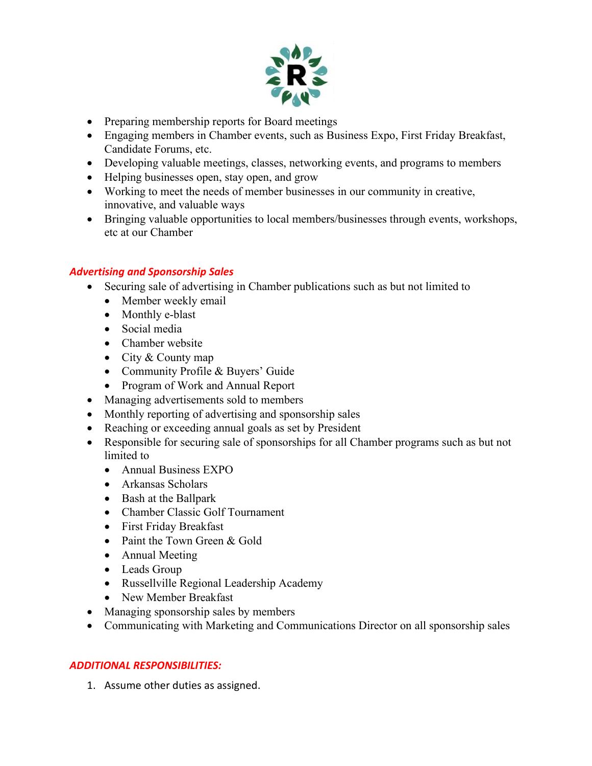- Preparing membership reports for Board meetings
- Engaging members in Chamber events, such as Business Expo, First Friday Breakfast, Candidate Forums, etc.
- Developing valuable meetings, classes, networking events, and programs to members
- Helping businesses open, stay open, and grow
- Working to meet the needs of member businesses in our community in creative, innovative, and valuable ways
- Bringing valuable opportunities to local members/businesses through events, workshops, etc at our Chamber

### *Advertising and Sponsorship Sales*

- Securing sale of advertising in Chamber publications such as but not limited to
  - Member weekly email
  - Monthly e-blast
  - Social media
  - Chamber website
  - City & County map
  - Community Profile & Buyers' Guide
  - Program of Work and Annual Report
- Managing advertisements sold to members
- Monthly reporting of advertising and sponsorship sales
- Reaching or exceeding annual goals as set by President
- Responsible for securing sale of sponsorships for all Chamber programs such as but not limited to
  - Annual Business EXPO
  - Arkansas Scholars
  - Bash at the Ballpark
  - Chamber Classic Golf Tournament
  - First Friday Breakfast
  - Paint the Town Green & Gold
  - Annual Meeting
  - Leads Group
  - Russellville Regional Leadership Academy
  - New Member Breakfast
- Managing sponsorship sales by members
- Communicating with Marketing and Communications Director on all sponsorship sales

### *ADDITIONAL RESPONSIBILITIES:*

1. Assume other duties as assigned.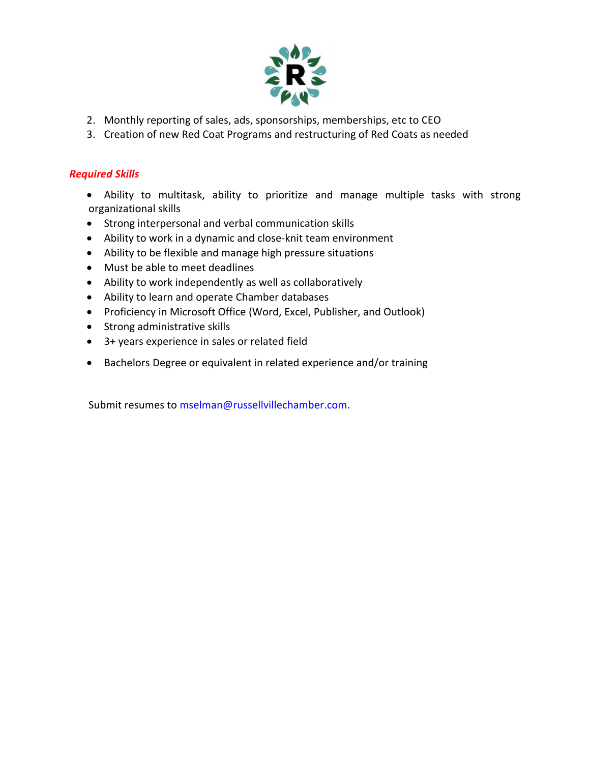2. Monthly reporting of sales, ads, sponsorships, memberships, etc to CEO
3. Creation of new Red Coat Programs and restructuring of Red Coats as needed

***Required Skills***

- Ability to multitask, ability to prioritize and manage multiple tasks with strong organizational skills
- Strong interpersonal and verbal communication skills
- Ability to work in a dynamic and close-knit team environment
- Ability to be flexible and manage high pressure situations
- Must be able to meet deadlines
- Ability to work independently as well as collaboratively
- Ability to learn and operate Chamber databases
- Proficiency in Microsoft Office (Word, Excel, Publisher, and Outlook)
- Strong administrative skills
- 3+ years experience in sales or related field
- Bachelors Degree or equivalent in related experience and/or training

Submit resumes to mselman@russellvillechamber.com.